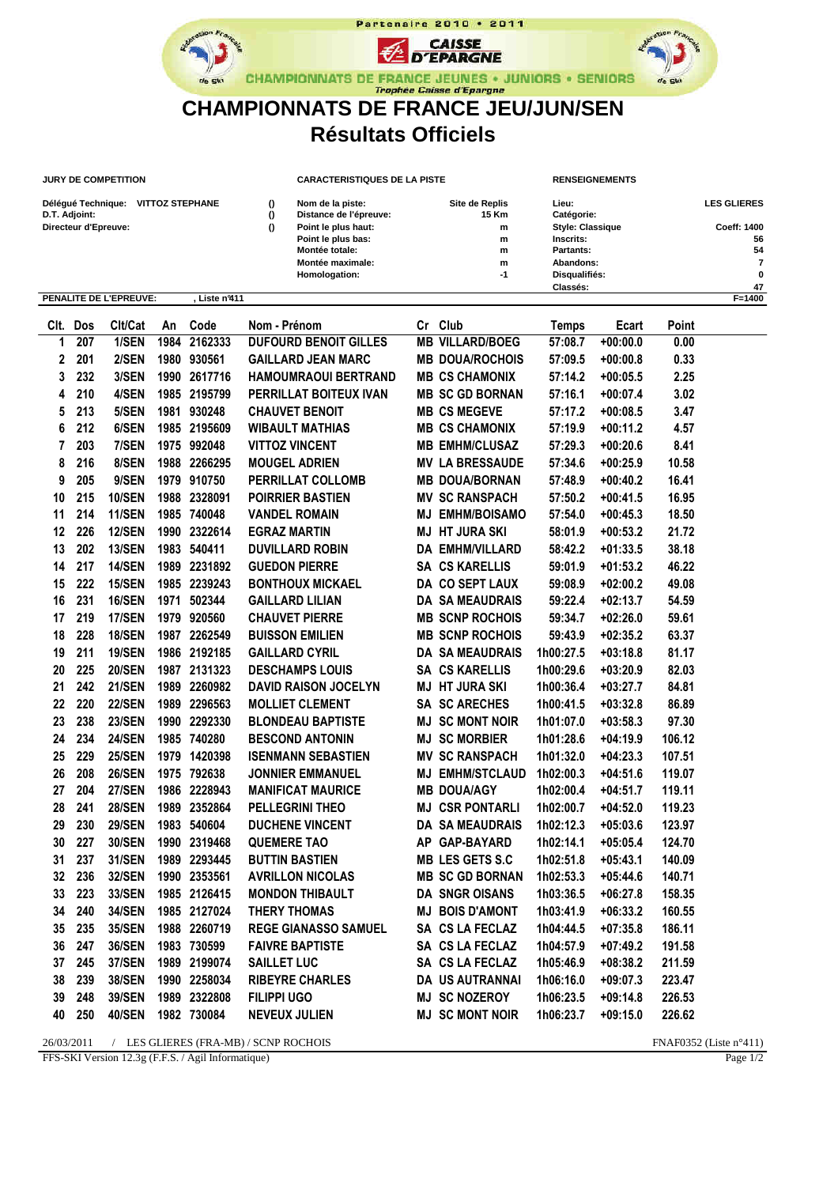Partenaire 2010 • 2011

CAISSE D'EPARGNE

CHAMPIONNATS DE FRANCE JEUNES • JUNIORS • SENIORS

Trophée Caisse d'Epargne

# CHAMPIONNATS DE FRANCE JEU/JUN/SEN

## Résultats Officiels

| JURY DE COMPETITION | | CARACTERISTIQUES DE LA PISTE | | RENSEIGNEMENTS | |
|---|---|---|---|---|---|
| Délégué Technique: VITTOZ STEPHANE | () | Nom de la piste: | Site de Replis | Lieu: | LES GLIERES |
| D.T. Adjoint: | () | Distance de l'épreuve: | 15 Km | Catégorie: | |
| Directeur d'Epreuve: | () | Point le plus haut: | m | Style: Classique | Coeff: 1400 |
| | | Point le plus bas: | m | Inscrits: | 56 |
| | | Montée totale: | m | Partants: | 54 |
| | | Montée maximale: | m | Abandons: | 7 |
| | | Homologation: | -1 | Disqualifiés: | 0 |
| | | | | Classés: | 47 |

PENALITE DE L'EPREUVE: , Liste n°411 F=1400

| Clt. | Dos | Clt/Cat | An | Code | Nom - Prénom | Cr | Club | Temps | Ecart | Point |
|---|---|---|---|---|---|---|---|---|---|---|
| 1 | 207 | 1/SEN | 1984 | 2162333 | DUFOURD BENOIT GILLES | MB | VILLARD/BOEG | 57:08.7 | +00:00.0 | 0.00 |
| 2 | 201 | 2/SEN | 1980 | 930561 | GAILLARD JEAN MARC | MB | DOUA/ROCHOIS | 57:09.5 | +00:00.8 | 0.33 |
| 3 | 232 | 3/SEN | 1990 | 2617716 | HAMOUMRAOUI BERTRAND | MB | CS CHAMONIX | 57:14.2 | +00:05.5 | 2.25 |
| 4 | 210 | 4/SEN | 1985 | 2195799 | PERRILLAT BOITEUX IVAN | MB | SC GD BORNAN | 57:16.1 | +00:07.4 | 3.02 |
| 5 | 213 | 5/SEN | 1981 | 930248 | CHAUVET BENOIT | MB | CS MEGEVE | 57:17.2 | +00:08.5 | 3.47 |
| 6 | 212 | 6/SEN | 1985 | 2195609 | WIBAULT MATHIAS | MB | CS CHAMONIX | 57:19.9 | +00:11.2 | 4.57 |
| 7 | 203 | 7/SEN | 1975 | 992048 | VITTOZ VINCENT | MB | EMHM/CLUSAZ | 57:29.3 | +00:20.6 | 8.41 |
| 8 | 216 | 8/SEN | 1988 | 2266295 | MOUGEL ADRIEN | MV | LA BRESSAUDE | 57:34.6 | +00:25.9 | 10.58 |
| 9 | 205 | 9/SEN | 1979 | 910750 | PERRILLAT COLLOMB | MB | DOUA/BORNAN | 57:48.9 | +00:40.2 | 16.41 |
| 10 | 215 | 10/SEN | 1988 | 2328091 | POIRRIER BASTIEN | MV | SC RANSPACH | 57:50.2 | +00:41.5 | 16.95 |
| 11 | 214 | 11/SEN | 1985 | 740048 | VANDEL ROMAIN | MJ | EMHM/BOISAMO | 57:54.0 | +00:45.3 | 18.50 |
| 12 | 226 | 12/SEN | 1990 | 2322614 | EGRAZ MARTIN | MJ | HT JURA SKI | 58:01.9 | +00:53.2 | 21.72 |
| 13 | 202 | 13/SEN | 1983 | 540411 | DUVILLARD ROBIN | DA | EMHM/VILLARD | 58:42.2 | +01:33.5 | 38.18 |
| 14 | 217 | 14/SEN | 1989 | 2231892 | GUEDON PIERRE | SA | CS KARELLIS | 59:01.9 | +01:53.2 | 46.22 |
| 15 | 222 | 15/SEN | 1985 | 2239243 | BONTHOUX MICKAEL | DA | CO SEPT LAUX | 59:08.9 | +02:00.2 | 49.08 |
| 16 | 231 | 16/SEN | 1971 | 502344 | GAILLARD LILIAN | DA | SA MEAUDRAIS | 59:22.4 | +02:13.7 | 54.59 |
| 17 | 219 | 17/SEN | 1979 | 920560 | CHAUVET PIERRE | MB | SCNP ROCHOIS | 59:34.7 | +02:26.0 | 59.61 |
| 18 | 228 | 18/SEN | 1987 | 2262549 | BUISSON EMILIEN | MB | SCNP ROCHOIS | 59:43.9 | +02:35.2 | 63.37 |
| 19 | 211 | 19/SEN | 1986 | 2192185 | GAILLARD CYRIL | DA | SA MEAUDRAIS | 1h00:27.5 | +03:18.8 | 81.17 |
| 20 | 225 | 20/SEN | 1987 | 2131323 | DESCHAMPS LOUIS | SA | CS KARELLIS | 1h00:29.6 | +03:20.9 | 82.03 |
| 21 | 242 | 21/SEN | 1989 | 2260982 | DAVID RAISON JOCELYN | MJ | HT JURA SKI | 1h00:36.4 | +03:27.7 | 84.81 |
| 22 | 220 | 22/SEN | 1989 | 2296563 | MOLLIET CLEMENT | SA | SC ARECHES | 1h00:41.5 | +03:32.8 | 86.89 |
| 23 | 238 | 23/SEN | 1990 | 2292330 | BLONDEAU BAPTISTE | MJ | SC MONT NOIR | 1h01:07.0 | +03:58.3 | 97.30 |
| 24 | 234 | 24/SEN | 1985 | 740280 | BESCOND ANTONIN | MJ | SC MORBIER | 1h01:28.6 | +04:19.9 | 106.12 |
| 25 | 229 | 25/SEN | 1979 | 1420398 | ISENMANN SEBASTIEN | MV | SC RANSPACH | 1h01:32.0 | +04:23.3 | 107.51 |
| 26 | 208 | 26/SEN | 1975 | 792638 | JONNIER EMMANUEL | MJ | EMHM/STCLAUD | 1h02:00.3 | +04:51.6 | 119.07 |
| 27 | 204 | 27/SEN | 1986 | 2228943 | MANIFICAT MAURICE | MB | DOUA/AGY | 1h02:00.4 | +04:51.7 | 119.11 |
| 28 | 241 | 28/SEN | 1989 | 2352864 | PELLEGRINI THEO | MJ | CSR PONTARLI | 1h02:00.7 | +04:52.0 | 119.23 |
| 29 | 230 | 29/SEN | 1983 | 540604 | DUCHENE VINCENT | DA | SA MEAUDRAIS | 1h02:12.3 | +05:03.6 | 123.97 |
| 30 | 227 | 30/SEN | 1990 | 2319468 | QUEMERE TAO | AP | GAP-BAYARD | 1h02:14.1 | +05:05.4 | 124.70 |
| 31 | 237 | 31/SEN | 1989 | 2293445 | BUTTIN BASTIEN | MB | LES GETS S.C | 1h02:51.8 | +05:43.1 | 140.09 |
| 32 | 236 | 32/SEN | 1990 | 2353561 | AVRILLON NICOLAS | MB | SC GD BORNAN | 1h02:53.3 | +05:44.6 | 140.71 |
| 33 | 223 | 33/SEN | 1985 | 2126415 | MONDON THIBAULT | DA | SNGR OISANS | 1h03:36.5 | +06:27.8 | 158.35 |
| 34 | 240 | 34/SEN | 1985 | 2127024 | THERY THOMAS | MJ | BOIS D'AMONT | 1h03:41.9 | +06:33.2 | 160.55 |
| 35 | 235 | 35/SEN | 1988 | 2260719 | REGE GIANASSO SAMUEL | SA | CS LA FECLAZ | 1h04:44.5 | +07:35.8 | 186.11 |
| 36 | 247 | 36/SEN | 1983 | 730599 | FAIVRE BAPTISTE | SA | CS LA FECLAZ | 1h04:57.9 | +07:49.2 | 191.58 |
| 37 | 245 | 37/SEN | 1989 | 2199074 | SAILLET LUC | SA | CS LA FECLAZ | 1h05:46.9 | +08:38.2 | 211.59 |
| 38 | 239 | 38/SEN | 1990 | 2258034 | RIBEYRE CHARLES | DA | US AUTRANNAI | 1h06:16.0 | +09:07.3 | 223.47 |
| 39 | 248 | 39/SEN | 1989 | 2322808 | FILIPPI UGO | MJ | SC NOZEROY | 1h06:23.5 | +09:14.8 | 226.53 |
| 40 | 250 | 40/SEN | 1982 | 730084 | NEVEUX JULIEN | MJ | SC MONT NOIR | 1h06:23.7 | +09:15.0 | 226.62 |

26/03/2011 / LES GLIERES (FRA-MB) / SCNP ROCHOIS FNAF0352 (Liste n°411)

FFS-SKI Version 12.3g (F.F.S. / Agil Informatique)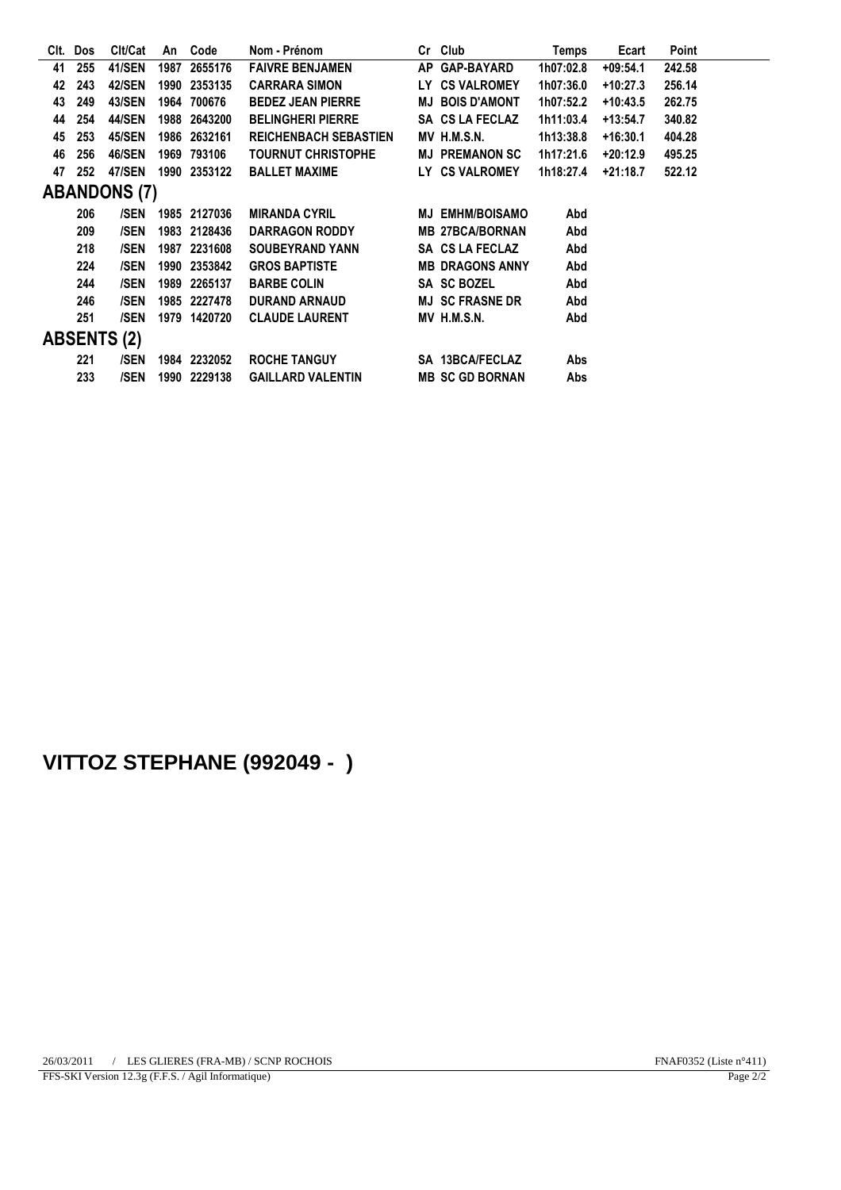| Clt. | Dos | Clt/Cat | An | Code | Nom - Prénom | Cr | Club | Temps | Ecart | Point |
|---|---|---|---|---|---|---|---|---|---|---|
| 41 | 255 | 41/SEN | 1987 | 2655176 | FAIVRE BENJAMEN | AP | GAP-BAYARD | 1h07:02.8 | +09:54.1 | 242.58 |
| 42 | 243 | 42/SEN | 1990 | 2353135 | CARRARA SIMON | LY | CS VALROMEY | 1h07:36.0 | +10:27.3 | 256.14 |
| 43 | 249 | 43/SEN | 1964 | 700676 | BEDEZ JEAN PIERRE | MJ | BOIS D'AMONT | 1h07:52.2 | +10:43.5 | 262.75 |
| 44 | 254 | 44/SEN | 1988 | 2643200 | BELINGHERI PIERRE | SA | CS LA FECLAZ | 1h11:03.4 | +13:54.7 | 340.82 |
| 45 | 253 | 45/SEN | 1986 | 2632161 | REICHENBACH SEBASTIEN | MV | H.M.S.N. | 1h13:38.8 | +16:30.1 | 404.28 |
| 46 | 256 | 46/SEN | 1969 | 793106 | TOURNUT CHRISTOPHE | MJ | PREMANON SC | 1h17:21.6 | +20:12.9 | 495.25 |
| 47 | 252 | 47/SEN | 1990 | 2353122 | BALLET MAXIME | LY | CS VALROMEY | 1h18:27.4 | +21:18.7 | 522.12 |

## ABANDONS (7)

| | | | | | | | | | | |
|---|---|---|---|---|---|---|---|---|---|---|
| | 206 | /SEN | 1985 | 2127036 | MIRANDA CYRIL | MJ | EMHM/BOISAMO | Abd | | |
| | 209 | /SEN | 1983 | 2128436 | DARRAGON RODDY | MB | 27BCA/BORNAN | Abd | | |
| | 218 | /SEN | 1987 | 2231608 | SOUBEYRAND YANN | SA | CS LA FECLAZ | Abd | | |
| | 224 | /SEN | 1990 | 2353842 | GROS BAPTISTE | MB | DRAGONS ANNY | Abd | | |
| | 244 | /SEN | 1989 | 2265137 | BARBE COLIN | SA | SC BOZEL | Abd | | |
| | 246 | /SEN | 1985 | 2227478 | DURAND ARNAUD | MJ | SC FRASNE DR | Abd | | |
| | 251 | /SEN | 1979 | 1420720 | CLAUDE LAURENT | MV | H.M.S.N. | Abd | | |

## ABSENTS (2)

| | | | | | | | | | | |
|---|---|---|---|---|---|---|---|---|---|---|
| | 221 | /SEN | 1984 | 2232052 | ROCHE TANGUY | SA | 13BCA/FECLAZ | Abs | | |
| | 233 | /SEN | 1990 | 2229138 | GAILLARD VALENTIN | MB | SC GD BORNAN | Abs | | |

**VITTOZ STEPHANE (992049 - )**

26/03/2011 / LES GLIERES (FRA-MB) / SCNP ROCHOIS — FNAF0352 (Liste n°411)

FFS-SKI Version 12.3g (F.F.S. / Agil Informatique)